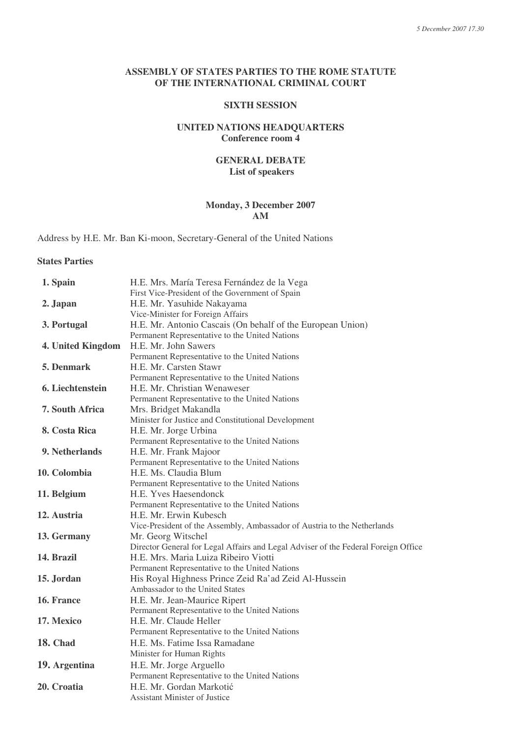*5 December 2007 17.30*

**ASSEMBLY OF STATES PARTIES TO THE ROME STATUTE OF THE INTERNATIONAL CRIMINAL COURT**

**SIXTH SESSION**

**UNITED NATIONS HEADQUARTERS**
**Conference room 4**

**GENERAL DEBATE**
**List of speakers**

**Monday, 3 December 2007**
**AM**

Address by H.E. Mr. Ban Ki-moon, Secretary-General of the United Nations

**States Parties**

| | |
|---|---|
| **1. Spain** | H.E. Mrs. María Teresa Fernández de la Vega<br>First Vice-President of the Government of Spain |
| **2. Japan** | H.E. Mr. Yasuhide Nakayama<br>Vice-Minister for Foreign Affairs |
| **3. Portugal** | H.E. Mr. Antonio Cascais (On behalf of the European Union)<br>Permanent Representative to the United Nations |
| **4. United Kingdom** | H.E. Mr. John Sawers<br>Permanent Representative to the United Nations |
| **5. Denmark** | H.E. Mr. Carsten Stawr<br>Permanent Representative to the United Nations |
| **6. Liechtenstein** | H.E. Mr. Christian Wenaweser<br>Permanent Representative to the United Nations |
| **7. South Africa** | Mrs. Bridget Makandla<br>Minister for Justice and Constitutional Development |
| **8. Costa Rica** | H.E. Mr. Jorge Urbina<br>Permanent Representative to the United Nations |
| **9. Netherlands** | H.E. Mr. Frank Majoor<br>Permanent Representative to the United Nations |
| **10. Colombia** | H.E. Ms. Claudia Blum<br>Permanent Representative to the United Nations |
| **11. Belgium** | H.E. Yves Haesendonck<br>Permanent Representative to the United Nations |
| **12. Austria** | H.E. Mr. Erwin Kubesch<br>Vice-President of the Assembly, Ambassador of Austria to the Netherlands |
| **13. Germany** | Mr. Georg Witschel<br>Director General for Legal Affairs and Legal Adviser of the Federal Foreign Office |
| **14. Brazil** | H.E. Mrs. Maria Luiza Ribeiro Viotti<br>Permanent Representative to the United Nations |
| **15. Jordan** | His Royal Highness Prince Zeid Ra'ad Zeid Al-Hussein<br>Ambassador to the United States |
| **16. France** | H.E. Mr. Jean-Maurice Ripert<br>Permanent Representative to the United Nations |
| **17. Mexico** | H.E. Mr. Claude Heller<br>Permanent Representative to the United Nations |
| **18. Chad** | H.E. Ms. Fatime Issa Ramadane<br>Minister for Human Rights |
| **19. Argentina** | H.E. Mr. Jorge Arguello<br>Permanent Representative to the United Nations |
| **20. Croatia** | H.E. Mr. Gordan Markotić<br>Assistant Minister of Justice |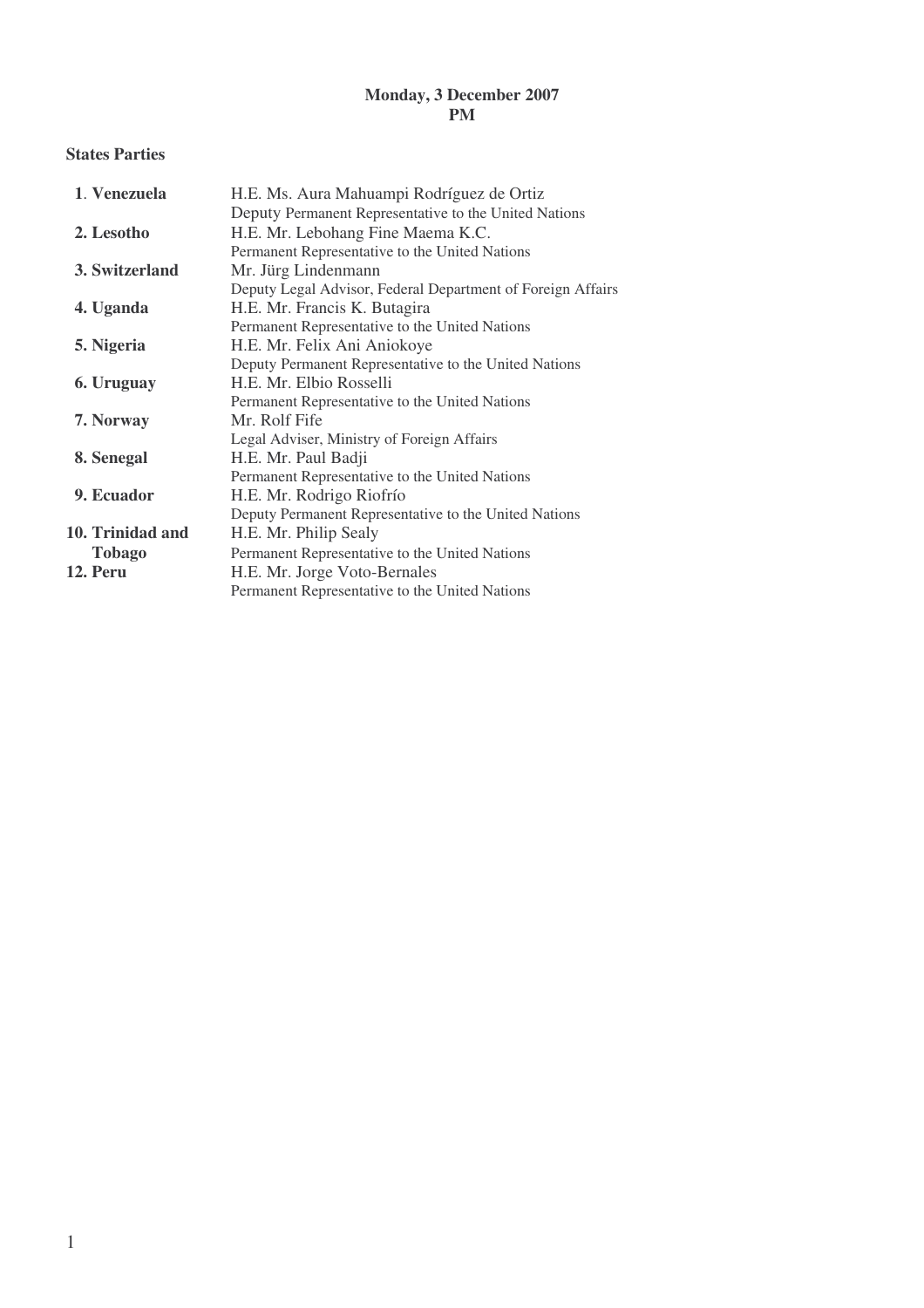**Monday, 3 December 2007**
**PM**

**States Parties**

| | |
|---|---|
| **1. Venezuela** | H.E. Ms. Aura Mahuampi Rodríguez de Ortiz<br>Deputy Permanent Representative to the United Nations |
| **2. Lesotho** | H.E. Mr. Lebohang Fine Maema K.C.<br>Permanent Representative to the United Nations |
| **3. Switzerland** | Mr. Jürg Lindenmann<br>Deputy Legal Advisor, Federal Department of Foreign Affairs |
| **4. Uganda** | H.E. Mr. Francis K. Butagira<br>Permanent Representative to the United Nations |
| **5. Nigeria** | H.E. Mr. Felix Ani Aniokoye<br>Deputy Permanent Representative to the United Nations |
| **6. Uruguay** | H.E. Mr. Elbio Rosselli<br>Permanent Representative to the United Nations |
| **7. Norway** | Mr. Rolf Fife<br>Legal Adviser, Ministry of Foreign Affairs |
| **8. Senegal** | H.E. Mr. Paul Badji<br>Permanent Representative to the United Nations |
| **9. Ecuador** | H.E. Mr. Rodrigo Riofrío<br>Deputy Permanent Representative to the United Nations |
| **10. Trinidad and Tobago** | H.E. Mr. Philip Sealy<br>Permanent Representative to the United Nations |
| **12. Peru** | H.E. Mr. Jorge Voto-Bernales<br>Permanent Representative to the United Nations |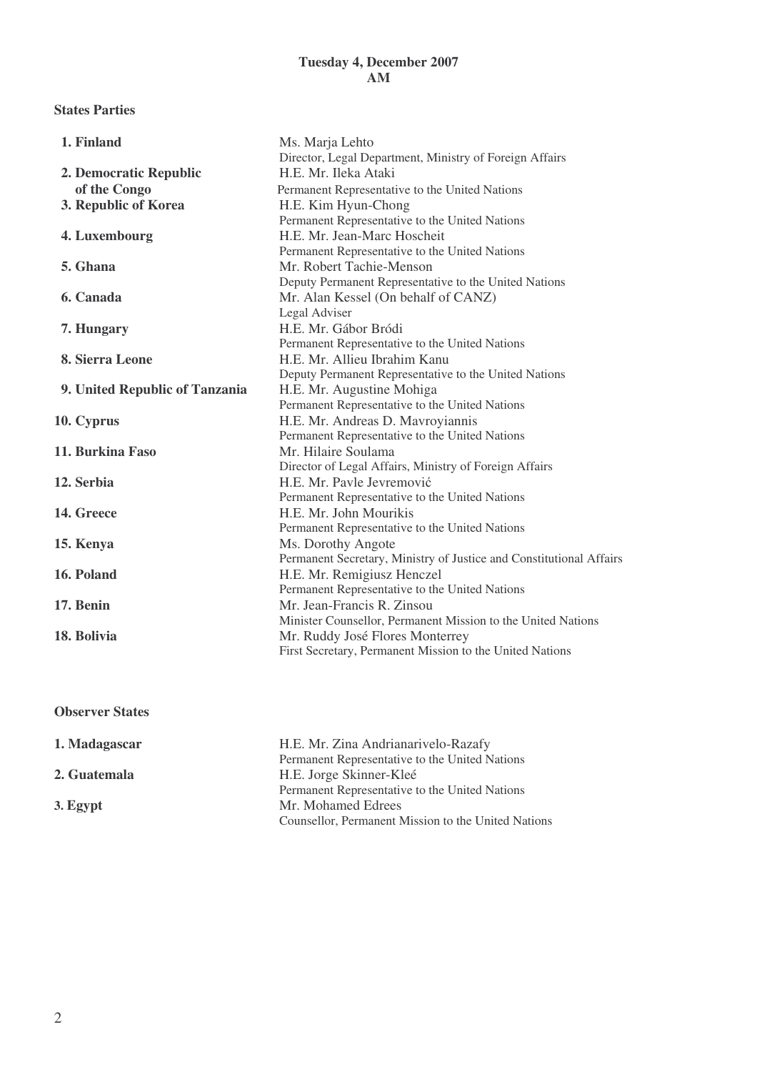**Tuesday 4, December 2007**
**AM**

**States Parties**

| | | |
|---|---|---|
| **1. Finland** | Ms. Marja Lehto | Director, Legal Department, Ministry of Foreign Affairs |
| **2. Democratic Republic of the Congo** | H.E. Mr. Ileka Ataki | Permanent Representative to the United Nations |
| **3. Republic of Korea** | H.E. Kim Hyun-Chong | Permanent Representative to the United Nations |
| **4. Luxembourg** | H.E. Mr. Jean-Marc Hoscheit | Permanent Representative to the United Nations |
| **5. Ghana** | Mr. Robert Tachie-Menson | Deputy Permanent Representative to the United Nations |
| **6. Canada** | Mr. Alan Kessel (On behalf of CANZ) | Legal Adviser |
| **7. Hungary** | H.E. Mr. Gábor Bródi | Permanent Representative to the United Nations |
| **8. Sierra Leone** | H.E. Mr. Allieu Ibrahim Kanu | Deputy Permanent Representative to the United Nations |
| **9. United Republic of Tanzania** | H.E. Mr. Augustine Mohiga | Permanent Representative to the United Nations |
| **10. Cyprus** | H.E. Mr. Andreas D. Mavroyiannis | Permanent Representative to the United Nations |
| **11. Burkina Faso** | Mr. Hilaire Soulama | Director of Legal Affairs, Ministry of Foreign Affairs |
| **12. Serbia** | H.E. Mr. Pavle Jevremović | Permanent Representative to the United Nations |
| **14. Greece** | H.E. Mr. John Mourikis | Permanent Representative to the United Nations |
| **15. Kenya** | Ms. Dorothy Angote | Permanent Secretary, Ministry of Justice and Constitutional Affairs |
| **16. Poland** | H.E. Mr. Remigiusz Henczel | Permanent Representative to the United Nations |
| **17. Benin** | Mr. Jean-Francis R. Zinsou | Minister Counsellor, Permanent Mission to the United Nations |
| **18. Bolivia** | Mr. Ruddy José Flores Monterrey | First Secretary, Permanent Mission to the United Nations |

**Observer States**

| | | |
|---|---|---|
| **1. Madagascar** | H.E. Mr. Zina Andrianarivelo-Razafy | Permanent Representative to the United Nations |
| **2. Guatemala** | H.E. Jorge Skinner-Kleé | Permanent Representative to the United Nations |
| **3. Egypt** | Mr. Mohamed Edrees | Counsellor, Permanent Mission to the United Nations |